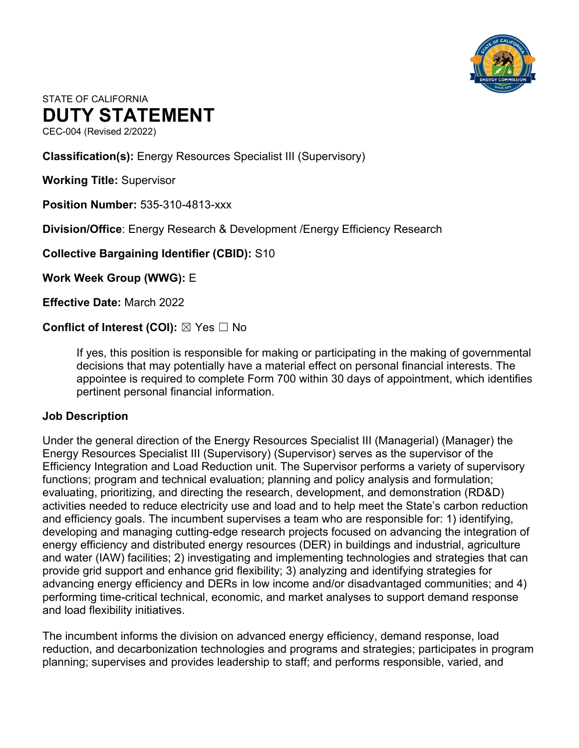STATE OF CALIFORNIA

# DUTY STATEMENT

CEC-004 (Revised 2/2022)

**Classification(s):** Energy Resources Specialist III (Supervisory)

**Working Title:** Supervisor

**Position Number:** 535-310-4813-xxx

**Division/Office**: Energy Research & Development /Energy Efficiency Research

**Collective Bargaining Identifier (CBID):** S10

**Work Week Group (WWG):** E

**Effective Date:** March 2022

**Conflict of Interest (COI):** ☒ Yes ☐ No

> If yes, this position is responsible for making or participating in the making of governmental decisions that may potentially have a material effect on personal financial interests. The appointee is required to complete Form 700 within 30 days of appointment, which identifies pertinent personal financial information.

### Job Description

Under the general direction of the Energy Resources Specialist III (Managerial) (Manager) the Energy Resources Specialist III (Supervisory) (Supervisor) serves as the supervisor of the Efficiency Integration and Load Reduction unit. The Supervisor performs a variety of supervisory functions; program and technical evaluation; planning and policy analysis and formulation; evaluating, prioritizing, and directing the research, development, and demonstration (RD&D) activities needed to reduce electricity use and load and to help meet the State's carbon reduction and efficiency goals. The incumbent supervises a team who are responsible for: 1) identifying, developing and managing cutting-edge research projects focused on advancing the integration of energy efficiency and distributed energy resources (DER) in buildings and industrial, agriculture and water (IAW) facilities; 2) investigating and implementing technologies and strategies that can provide grid support and enhance grid flexibility; 3) analyzing and identifying strategies for advancing energy efficiency and DERs in low income and/or disadvantaged communities; and 4) performing time-critical technical, economic, and market analyses to support demand response and load flexibility initiatives.

The incumbent informs the division on advanced energy efficiency, demand response, load reduction, and decarbonization technologies and programs and strategies; participates in program planning; supervises and provides leadership to staff; and performs responsible, varied, and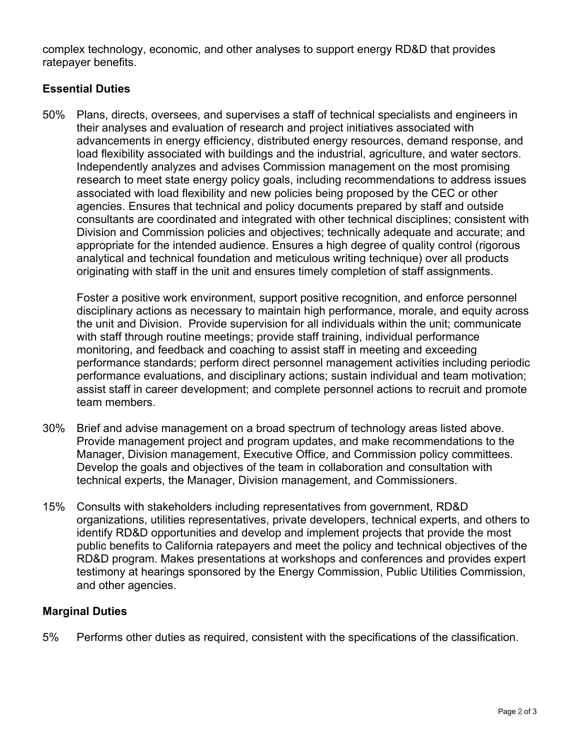complex technology, economic, and other analyses to support energy RD&D that provides ratepayer benefits.

## Essential Duties

50% Plans, directs, oversees, and supervises a staff of technical specialists and engineers in their analyses and evaluation of research and project initiatives associated with advancements in energy efficiency, distributed energy resources, demand response, and load flexibility associated with buildings and the industrial, agriculture, and water sectors. Independently analyzes and advises Commission management on the most promising research to meet state energy policy goals, including recommendations to address issues associated with load flexibility and new policies being proposed by the CEC or other agencies. Ensures that technical and policy documents prepared by staff and outside consultants are coordinated and integrated with other technical disciplines; consistent with Division and Commission policies and objectives; technically adequate and accurate; and appropriate for the intended audience. Ensures a high degree of quality control (rigorous analytical and technical foundation and meticulous writing technique) over all products originating with staff in the unit and ensures timely completion of staff assignments.

Foster a positive work environment, support positive recognition, and enforce personnel disciplinary actions as necessary to maintain high performance, morale, and equity across the unit and Division. Provide supervision for all individuals within the unit; communicate with staff through routine meetings; provide staff training, individual performance monitoring, and feedback and coaching to assist staff in meeting and exceeding performance standards; perform direct personnel management activities including periodic performance evaluations, and disciplinary actions; sustain individual and team motivation; assist staff in career development; and complete personnel actions to recruit and promote team members.

30% Brief and advise management on a broad spectrum of technology areas listed above. Provide management project and program updates, and make recommendations to the Manager, Division management, Executive Office, and Commission policy committees. Develop the goals and objectives of the team in collaboration and consultation with technical experts, the Manager, Division management, and Commissioners.

15% Consults with stakeholders including representatives from government, RD&D organizations, utilities representatives, private developers, technical experts, and others to identify RD&D opportunities and develop and implement projects that provide the most public benefits to California ratepayers and meet the policy and technical objectives of the RD&D program. Makes presentations at workshops and conferences and provides expert testimony at hearings sponsored by the Energy Commission, Public Utilities Commission, and other agencies.

## Marginal Duties

5% Performs other duties as required, consistent with the specifications of the classification.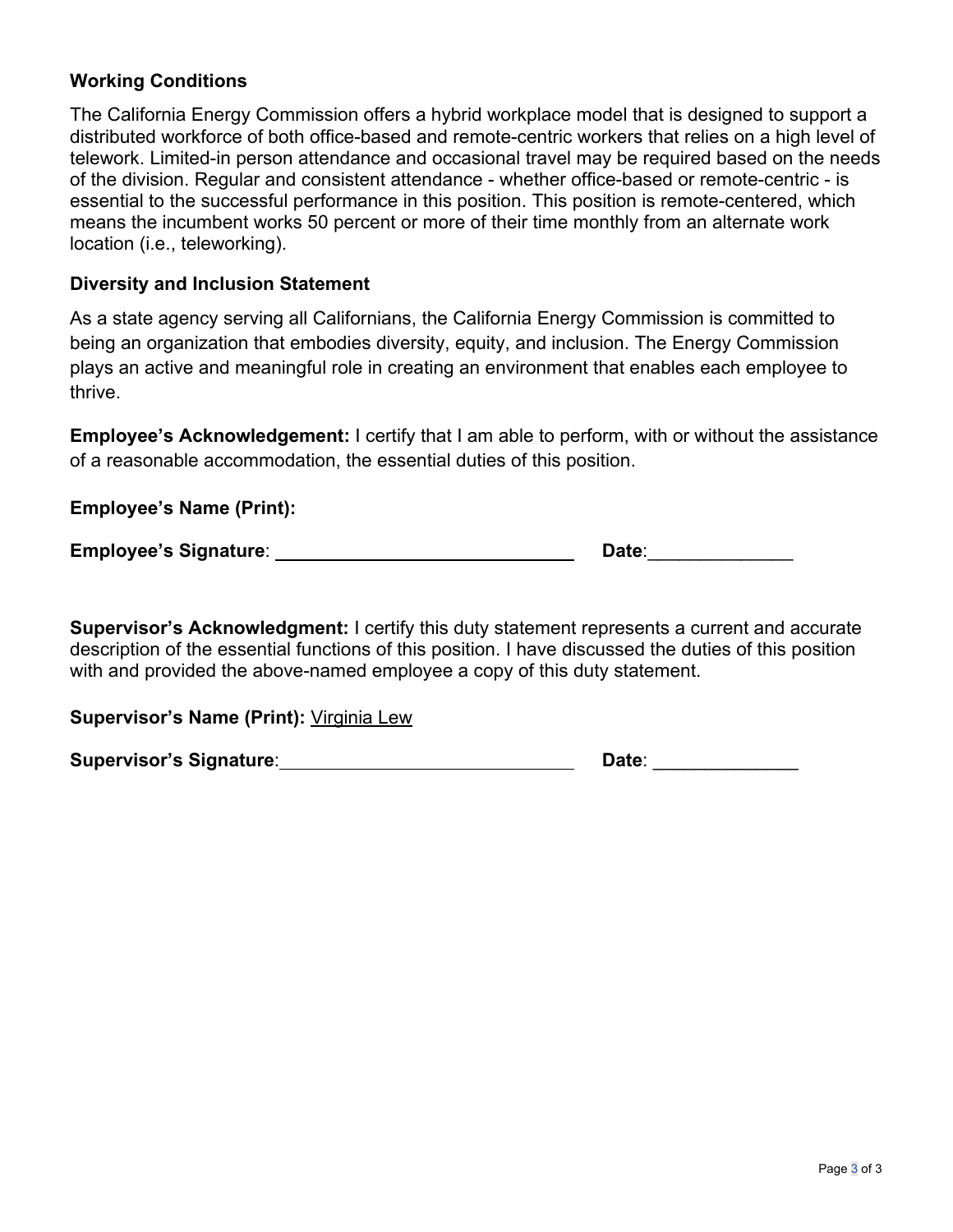### Working Conditions

The California Energy Commission offers a hybrid workplace model that is designed to support a distributed workforce of both office-based and remote-centric workers that relies on a high level of telework. Limited-in person attendance and occasional travel may be required based on the needs of the division. Regular and consistent attendance - whether office-based or remote-centric - is essential to the successful performance in this position. This position is remote-centered, which means the incumbent works 50 percent or more of their time monthly from an alternate work location (i.e., teleworking).

### Diversity and Inclusion Statement

As a state agency serving all Californians, the California Energy Commission is committed to being an organization that embodies diversity, equity, and inclusion. The Energy Commission plays an active and meaningful role in creating an environment that enables each employee to thrive.

**Employee's Acknowledgement:** I certify that I am able to perform, with or without the assistance of a reasonable accommodation, the essential duties of this position.

**Employee's Name (Print):**

**Employee's Signature**: ______________________________ **Date**: ______________

**Supervisor's Acknowledgment:** I certify this duty statement represents a current and accurate description of the essential functions of this position. I have discussed the duties of this position with and provided the above-named employee a copy of this duty statement.

**Supervisor's Name (Print):** Virginia Lew

**Supervisor's Signature**: ______________________________ **Date**: ______________